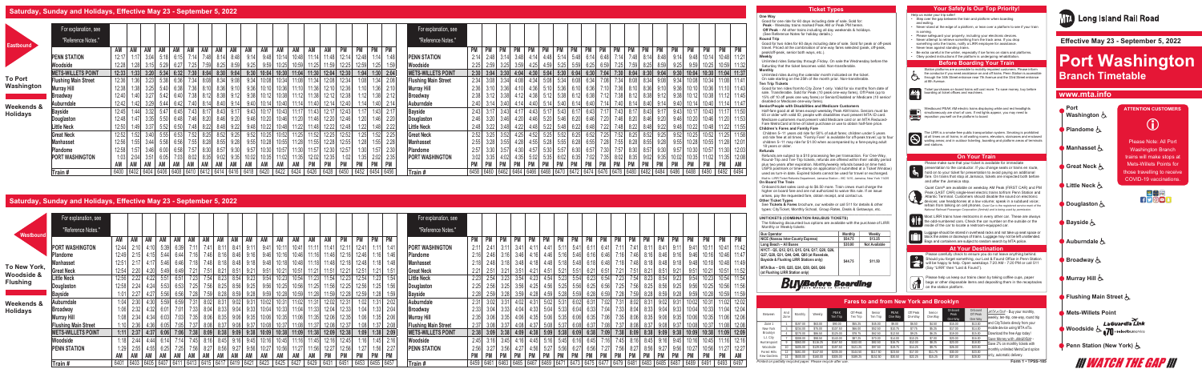# Saturday, Sundays and Holidays, Effective May 23 - September 5, 2022

## Eastbound — To Port Washington — Weekends & Holidays

For explanation, see "Reference Notes."

| Station | AM | AM | AM | AM | AM | AM | AM | AM | AM | AM | AM | AM | AM | AM | AM | PM | PM | PM | PM |
|---|---|---|---|---|---|---|---|---|---|---|---|---|---|---|---|---|---|---|---|
| PENN STATION | 12:17 | 1:17 | 3:04 | 5:18 | 6:15 | 7:14 | 7:48 | 8:14 | 8:48 | 9:14 | 9:48 | 10:14 | 10:48 | 11:14 | 11:48 | 12:14 | 12:48 | 1:14 | 1:48 |
| Woodside | 12:28 | 1:28 | 3:15 | 5:29 | 6:27 | 7:25 | 7:59 | 8:25 | 8:59 | 9:25 | 9:59 | 10:25 | 10:59 | 11:25 | 11:59 | 12:25 | 12:59 | 1:25 | 1:59 |
| METS-WILLETS POINT | 12:33 | 1:33 | 3:20 | 5:34 | 6:32 | 7:30 | 8:04 | 8:30 | 9:04 | 9:30 | 10:04 | 10:30 | 11:04 | 11:30 | 12:04 | 12:30 | 1:04 | 1:30 | 2:04 |
| Flushing Main Street | 12:36 | 1:36 | 3:23 | 5:38 | 6:36 | 7:34 | 8:08 | 8:34 | 9:08 | 9:34 | 10:08 | 10:34 | 11:08 | 11:34 | 12:08 | 12:34 | 1:08 | 1:34 | 2:08 |
| Murray Hill | 12:38 | 1:38 | 3:25 | 5:40 | 6:38 | 7:36 | 8:10 | 8:36 | 9:10 | 9:36 | 10:10 | 10:36 | 11:10 | 11:36 | 12:10 | 12:36 | 1:10 | 1:36 | 2:10 |
| Broadway | 12:40 | 1:40 | 3:27 | 5:42 | 6:40 | 7:38 | 8:12 | 8:38 | 9:12 | 9:38 | 10:12 | 10:38 | 11:12 | 11:38 | 12:12 | 12:38 | 1:12 | 1:38 | 2:12 |
| Auburndale | 12:42 | 1:42 | 3:29 | 5:44 | 6:42 | 7:40 | 8:14 | 8:40 | 9:14 | 9:40 | 10:14 | 10:40 | 11:14 | 11:40 | 12:14 | 12:40 | 1:14 | 1:40 | 2:14 |
| Bayside | 12:45 | 1:44 | 3:32 | 5:47 | 6:45 | 7:43 | 8:17 | 8:43 | 9:17 | 9:43 | 10:17 | 10:43 | 11:17 | 11:43 | 12:17 | 12:43 | 1:17 | 1:43 | 2:17 |
| Douglaston | 12:48 | 1:47 | 3:35 | 5:50 | 6:48 | 7:46 | 8:20 | 8:46 | 9:20 | 9:46 | 10:20 | 10:46 | 11:20 | 11:46 | 12:20 | 12:46 | 1:20 | 1:46 | 2:20 |
| Little Neck | 12:50 | 1:49 | 3:37 | 5:52 | 6:50 | 7:48 | 8:22 | 8:48 | 9:22 | 9:48 | 10:22 | 10:48 | 11:22 | 11:48 | 12:22 | 12:48 | 1:22 | 1:48 | 2:22 |
| Great Neck | 12:52 | 1:52 | 3:40 | 5:55 | 6:53 | 7:52 | 8:25 | 8:52 | 9:25 | 9:52 | 10:25 | 10:52 | 11:25 | 11:52 | 12:25 | 12:52 | 1:25 | 1:52 | 2:25 |
| Manhasset | 12:55 | 1:55 | 3:44 | 5:58 | 6:56 | 7:55 | 8:28 | 8:55 | 9:28 | 9:55 | 10:28 | 10:55 | 11:28 | 11:55 | 12:28 | 12:55 | 1:28 | 1:55 | 2:28 |
| Plandome | 12:58 | 1:57 | 3:46 | 6:00 | 6:58 | 7:57 | 8:30 | 8:57 | 9:30 | 9:57 | 10:30 | 10:57 | 11:30 | 11:57 | 12:30 | 12:57 | 1:30 | 1:57 | 2:30 |
| PORT WASHINGTON | 1:03 | 2:04 | 3:51 | 6:05 | 7:03 | 8:02 | 8:35 | 9:02 | 9:35 | 10:02 | 10:35 | 11:02 | 11:35 | 12:02 | 12:35 | 1:02 | 1:35 | 2:02 | 2:35 |
| | AM | AM | AM | AM | AM | AM | AM | AM | AM | AM | AM | AM | AM | PM | PM | PM | PM | PM | PM |
| Train # | 6400 | 6402 | 6404 | 6406 | 6408 | 6410 | 6412 | 6414 | 6416 | 6418 | 6420 | 6422 | 6424 | 6426 | 6428 | 6450 | 6452 | 6454 | 6456 |

For explanation, see "Reference Notes."

| Station | PM | PM | PM | PM | PM | PM | PM | PM | PM | PM | PM | PM | PM | PM | PM | PM | PM | PM | PM |
|---|---|---|---|---|---|---|---|---|---|---|---|---|---|---|---|---|---|---|---|
| PENN STATION | 2:14 | 2:48 | 3:14 | 3:48 | 4:14 | 4:48 | 5:14 | 5:48 | 6:14 | 6:48 | 7:14 | 7:48 | 8:14 | 8:48 | 9:14 | 9:48 | 10:14 | 10:48 | 11:21 |
| Woodside | 2:25 | 2:59 | 3:25 | 3:59 | 4:25 | 4:59 | 5:25 | 5:59 | 6:25 | 6:59 | 7:25 | 7:59 | 8:25 | 8:59 | 9:25 | 9:59 | 10:25 | 10:59 | 11:32 |
| METS-WILLETS POINT | 2:30 | 3:04 | 3:30 | 4:04 | 4:30 | 5:04 | 5:30 | 6:04 | 6:30 | 7:04 | 7:30 | 8:04 | 8:30 | 9:04 | 9:30 | 10:04 | 10:30 | 11:04 | 11:37 |
| Flushing Main Street | 2:34 | 3:08 | 3:34 | 4:08 | 4:34 | 5:08 | 5:34 | 6:08 | 6:34 | 7:08 | 7:34 | 8:08 | 8:34 | 9:08 | 9:34 | 10:08 | 10:34 | 11:08 | 11:41 |
| Murray Hill | 2:36 | 3:10 | 3:36 | 4:10 | 4:36 | 5:10 | 5:36 | 6:10 | 6:36 | 7:10 | 7:36 | 8:10 | 8:36 | 9:10 | 9:36 | 10:10 | 10:36 | 11:10 | 11:43 |
| Broadway | 2:38 | 3:12 | 3:38 | 4:12 | 4:38 | 5:12 | 5:38 | 6:12 | 6:38 | 7:12 | 7:38 | 8:12 | 8:38 | 9:12 | 9:38 | 10:12 | 10:38 | 11:12 | 11:45 |
| Auburndale | 2:40 | 3:14 | 3:40 | 4:14 | 4:40 | 5:14 | 5:40 | 6:14 | 6:40 | 7:14 | 7:40 | 8:14 | 8:40 | 9:14 | 9:40 | 10:14 | 10:40 | 11:14 | 11:47 |
| Bayside | 2:43 | 3:17 | 3:43 | 4:17 | 4:43 | 5:17 | 5:43 | 6:17 | 6:43 | 7:17 | 7:43 | 8:17 | 8:43 | 9:17 | 9:43 | 10:17 | 10:43 | 11:17 | 11:50 |
| Douglaston | 2:46 | 3:20 | 3:46 | 4:20 | 4:46 | 5:20 | 5:46 | 6:20 | 6:46 | 7:20 | 7:46 | 8:20 | 8:46 | 9:20 | 9:46 | 10:20 | 10:46 | 11:20 | 11:53 |
| Little Neck | 2:48 | 3:22 | 3:48 | 4:22 | 4:48 | 5:22 | 5:48 | 6:22 | 6:48 | 7:22 | 7:48 | 8:22 | 8:48 | 9:22 | 9:48 | 10:22 | 10:48 | 11:22 | 11:55 |
| Great Neck | 2:52 | 3:25 | 3:52 | 4:25 | 4:52 | 5:25 | 5:52 | 6:25 | 6:52 | 7:25 | 7:52 | 8:25 | 8:52 | 9:25 | 9:52 | 10:25 | 10:52 | 11:25 | 11:58 |
| Manhasset | 2:55 | 3:28 | 3:55 | 4:28 | 4:55 | 5:28 | 5:55 | 6:28 | 6:55 | 7:28 | 7:55 | 8:28 | 8:55 | 9:28 | 9:55 | 10:28 | 10:55 | 11:28 | 12:01 |
| Plandome | 2:57 | 3:30 | 3:57 | 4:30 | 4:57 | 5:30 | 5:57 | 6:30 | 6:57 | 7:30 | 7:57 | 8:30 | 8:57 | 9:30 | 9:57 | 10:30 | 10:57 | 11:30 | 12:03 |
| PORT WASHINGTON | 3:02 | 3:35 | 4:02 | 4:35 | 5:02 | 5:35 | 6:02 | 6:35 | 7:02 | 7:35 | 8:02 | 8:35 | 9:02 | 9:35 | 10:02 | 10:35 | 11:02 | 11:35 | 12:08 |
| | PM | PM | PM | PM | PM | PM | PM | PM | PM | PM | PM | PM | PM | PM | PM | PM | PM | PM | AM |
| Train # | 6458 | 6460 | 6462 | 6464 | 6466 | 6468 | 6470 | 6472 | 6474 | 6476 | 6478 | 6480 | 6482 | 6484 | 6486 | 6488 | 6490 | 6492 | 6494 |

# Saturday, Sundays and Holidays, Effective May 23 - September 5, 2022

## Westbound — To New York, Woodside & Flushing — Weekends & Holidays

For explanation, see "Reference Notes."

| Station | AM | AM | AM | AM | AM | AM | AM | AM | AM | AM | AM | AM | AM | AM | AM | PM | PM | PM | PM |
|---|---|---|---|---|---|---|---|---|---|---|---|---|---|---|---|---|---|---|---|
| PORT WASHINGTON | 12:44 | 2:10 | 4:10 | 5:39 | 6:38 | 7:11 | 7:41 | 8:11 | 8:41 | 9:11 | 9:41 | 10:11 | 10:41 | 11:11 | 11:41 | 12:11 | 12:41 | 1:11 | 1:41 |
| Plandome | 12:49 | 2:15 | 4:15 | 5:44 | 6:44 | 7:16 | 7:46 | 8:16 | 8:46 | 9:16 | 9:46 | 10:16 | 10:46 | 11:16 | 11:46 | 12:16 | 12:46 | 1:16 | 1:46 |
| Manhasset | 12:51 | 2:17 | 4:17 | 5:46 | 6:46 | 7:18 | 7:48 | 8:18 | 8:48 | 9:18 | 9:48 | 10:18 | 10:48 | 11:18 | 11:48 | 12:18 | 12:48 | 1:18 | 1:48 |
| Great Neck | 12:54 | 2:20 | 4:20 | 5:49 | 6:49 | 7:21 | 7:51 | 8:21 | 8:51 | 9:21 | 9:51 | 10:21 | 10:51 | 11:21 | 11:51 | 12:21 | 12:51 | 1:21 | 1:51 |
| Little Neck | 12:56 | 2:22 | 4:22 | 5:51 | 6:51 | 7:24 | 7:54 | 8:24 | 8:54 | 9:24 | 9:54 | 10:24 | 10:54 | 11:24 | 11:54 | 12:24 | 12:54 | 1:24 | 1:54 |
| Douglaston | 12:58 | 2:24 | 4:24 | 5:53 | 6:53 | 7:25 | 7:56 | 8:25 | 8:56 | 9:25 | 9:56 | 10:25 | 10:56 | 11:25 | 11:56 | 12:25 | 12:56 | 1:25 | 1:56 |
| Bayside | 1:01 | 2:27 | 4:27 | 5:56 | 6:56 | 7:28 | 7:59 | 8:28 | 8:59 | 9:28 | 9:59 | 10:28 | 10:59 | 11:28 | 11:59 | 12:28 | 12:59 | 1:28 | 1:59 |
| Auburndale | 1:04 | 2:30 | 4:30 | 5:59 | 6:59 | 7:30 | 8:02 | 8:31 | 9:01 | 9:31 | 10:01 | 10:31 | 11:01 | 11:31 | 12:01 | 12:31 | 1:01 | 1:31 | 2:01 |
| Broadway | 1:06 | 2:32 | 4:32 | 6:01 | 7:01 | 7:32 | 8:04 | 8:33 | 9:04 | 9:33 | 10:04 | 10:33 | 11:04 | 11:33 | 12:04 | 12:33 | 1:04 | 1:33 | 2:04 |
| Murray Hill | 1:08 | 2:34 | 4:34 | 6:03 | 7:03 | 7:35 | 8:06 | 8:35 | 9:06 | 9:35 | 10:06 | 10:35 | 11:06 | 11:35 | 12:06 | 12:35 | 1:06 | 1:35 | 2:06 |
| Flushing Main Street | 1:10 | 2:36 | 4:36 | 6:05 | 7:05 | 7:37 | 8:08 | 8:37 | 9:08 | 9:37 | 10:08 | 10:37 | 11:08 | 11:37 | 12:08 | 12:37 | 1:08 | 1:37 | 2:08 |
| METS-WILLETS POINT | 1:13 | 2:37 | 4:37 | 6:06 | 7:06 | 7:38 | 8:09 | 8:38 | 9:09 | 9:38 | 10:09 | 10:38 | 11:09 | 11:38 | 12:09 | 12:38 | 1:09 | 1:38 | 2:09 |
| Woodside | 1:18 | 2:44 | 4:44 | 6:14 | 7:14 | 7:46 | 8:16 | 8:45 | 9:16 | 9:45 | 10:16 | 10:45 | 11:16 | 11:45 | 12:16 | 12:45 | 1:16 | 1:45 | 2:16 |
| PENN STATION | 1:29 | 2:55 | 4:55 | 6:25 | 7:25 | 7:56 | 8:27 | 8:56 | 9:27 | 9:56 | 10:27 | 10:56 | 11:27 | 11:56 | 12:27 | 12:56 | 1:27 | 1:56 | 2:27 |
| | AM | AM | AM | AM | AM | AM | AM | AM | AM | AM | AM | AM | AM | AM | PM | PM | PM | PM | PM |
| Train # | 6401 | 6403 | 6405 | 6407 | 6411 | 6413 | 6415 | 6417 | 6419 | 6421 | 6423 | 6425 | 6427 | 6429 | 6431 | 6451 | 6453 | 6455 | 6457 |

For explanation, see "Reference Notes."

| Station | PM | PM | PM | PM | PM | PM | PM | PM | PM | PM | PM | PM | PM | PM | PM | PM | PM | PM | PM |
|---|---|---|---|---|---|---|---|---|---|---|---|---|---|---|---|---|---|---|---|
| PORT WASHINGTON | 2:11 | 2:41 | 3:11 | 3:41 | 4:11 | 4:41 | 5:11 | 5:41 | 6:11 | 6:41 | 7:11 | 7:41 | 8:11 | 8:41 | 9:11 | 9:41 | 10:11 | 10:41 | 11:42 |
| Plandome | 2:16 | 2:46 | 3:16 | 3:46 | 4:16 | 4:46 | 5:16 | 5:46 | 6:16 | 6:46 | 7:16 | 7:46 | 8:16 | 8:46 | 9:16 | 9:46 | 10:16 | 10:46 | 11:47 |
| Manhasset | 2:18 | 2:48 | 3:18 | 3:48 | 4:18 | 4:48 | 5:18 | 5:48 | 6:18 | 6:48 | 7:18 | 7:48 | 8:18 | 8:48 | 9:18 | 9:48 | 10:18 | 10:48 | 11:49 |
| Great Neck | 2:21 | 2:51 | 3:21 | 3:51 | 4:21 | 4:51 | 5:21 | 5:51 | 6:21 | 6:51 | 7:21 | 7:51 | 8:21 | 8:51 | 9:21 | 9:51 | 10:21 | 10:51 | 11:52 |
| Little Neck | 2:24 | 2:54 | 3:24 | 3:54 | 4:24 | 4:54 | 5:24 | 5:54 | 6:24 | 6:54 | 7:24 | 7:54 | 8:24 | 8:54 | 9:24 | 9:54 | 10:24 | 10:54 | 11:55 |
| Douglaston | 2:25 | 2:56 | 3:25 | 3:56 | 4:25 | 4:56 | 5:25 | 5:56 | 6:25 | 6:56 | 7:25 | 7:56 | 8:25 | 8:56 | 9:25 | 9:56 | 10:25 | 10:56 | 11:56 |
| Bayside | 2:28 | 2:59 | 3:28 | 3:59 | 4:28 | 4:59 | 5:28 | 5:59 | 6:28 | 6:59 | 7:28 | 7:59 | 8:28 | 8:59 | 9:28 | 9:59 | 10:28 | 10:59 | 11:59 |
| Auburndale | 2:31 | 3:01 | 3:31 | 4:01 | 4:31 | 5:01 | 5:31 | 6:01 | 6:31 | 7:01 | 7:31 | 8:01 | 8:31 | 9:01 | 9:31 | 10:01 | 10:31 | 11:01 | 12:02 |
| Broadway | 2:33 | 3:04 | 3:33 | 4:04 | 4:33 | 5:04 | 5:33 | 6:04 | 6:33 | 7:04 | 7:33 | 8:04 | 8:33 | 9:04 | 9:33 | 10:04 | 10:33 | 11:04 | 12:04 |
| Murray Hill | 2:35 | 3:06 | 3:35 | 4:06 | 4:35 | 5:06 | 5:35 | 6:06 | 6:35 | 7:06 | 7:35 | 8:06 | 8:35 | 9:06 | 9:35 | 10:06 | 10:35 | 11:06 | 12:06 |
| Flushing Main Street | 2:37 | 3:08 | 3:37 | 4:08 | 4:37 | 5:08 | 5:37 | 6:08 | 6:37 | 7:08 | 7:37 | 8:08 | 8:37 | 9:08 | 9:37 | 10:08 | 10:37 | 11:08 | 12:08 |
| METS-WILLETS POINT | 2:38 | 3:09 | 3:38 | 4:09 | 4:38 | 5:09 | 5:38 | 6:09 | 6:38 | 7:09 | 7:38 | 8:09 | 8:38 | 9:09 | 9:38 | 10:09 | 10:38 | 11:09 | 12:09 |
| Woodside | 2:45 | 3:16 | 3:45 | 4:16 | 4:45 | 5:16 | 5:45 | 6:16 | 6:45 | 7:16 | 7:45 | 8:16 | 8:45 | 9:16 | 9:45 | 10:16 | 10:45 | 11:16 | 12:16 |
| PENN STATION | 2:56 | 3:27 | 3:56 | 4:27 | 4:56 | 5:27 | 5:56 | 6:27 | 6:56 | 7:27 | 7:56 | 8:27 | 8:56 | 9:27 | 9:56 | 10:27 | 10:56 | 11:27 | 12:27 |
| | PM | PM | PM | PM | PM | PM | PM | PM | PM | PM | PM | PM | PM | PM | PM | PM | PM | PM | AM |
| Train # | 6459 | 6461 | 6463 | 6465 | 6467 | 6469 | 6471 | 6473 | 6475 | 6477 | 6479 | 6481 | 6483 | 6485 | 6487 | 6489 | 6491 | 6493 | 6495 |

## Ticket Types

**One Way**
- Good for one ride for 60 days including date of sale. Sold for:
  - **Peak** - Weekday trains marked Peak AM or Peak PM herein.
  - **Off Peak** – All other trains including all day weekends & holidays. (See Reference Notes for holiday details.)

**Round Trip**
Good for two rides for 60 days including date of sale. Sold for peak or off-peak travel. Priced at the combination of one way fares selected (peak, off-peak, peak/off-peak, senior/disabled).

**Weekly**
Unlimited rides Saturday through Friday. On sale the Wednesday before the week begins and through Friday of that week. Non-transferable.

**Monthly**
Unlimited rides during the calendar month indicated on the ticket. On sale starting on the 25th of the month prior. Non-transferable.

**Ten Trips Tickets**
Good for ten rides from/to City Zone 1 only. Valid for six months from date of sale. Transferable. Sold for Peak (10 peak one-way fares), Off Peak (up to 15% off 10 off-peak one-way fares) or Senior/Disabled or Medicare (10 senior/disabled or Medicare one-way fares).

**Senior/People with Disabilities and Medicare Customers**
Half-fare valid at all times except weekday Peak AM trains. Seniors must be 65 or older with valid ID; people with disabilities must present MTA ID card. Medicare customers must present valid Medicare card or an MTA Reduced-Fare MetroCard at time of ticket purchase or use to obtain half-fare price.

**Children's Fares and Family Fare**
Children 5 - 11 years old ride for 50% of adult fares; children under 5 years old ride free at all times. "Family Fare" is available for offpeak travel: up to four children 5 - 11 may ride for $1.00 each when accompanied by a fare-paying adult 18 years or older.

**Refunds**
Refunds are subject to a $10 processing fee per transaction. For One-Way, Round-Trip and Ten-Trip tickets, refunds are offered within their validity period (but not expired after expiration. Monthly/weekly refunds based on time held. USPS postmark or time-stamp on application (if submitted at a Ticket Window) used as turn-in date. Expired tickets cannot be used for travel or exchanged. Mail to: LIRR Ticket Refunds Department, Jamaica Station – MC 1410, Jamaica, New York 11435.

**On Board The Train**
On-board ticket sales cost up to $6.50 more. Train crews must charge the higher on-board fare and are not authorized to waive this rule. If on-train ticket, pay the requested fare, obtain receipt, and contact us.

**Other Ticket Types**
See **Tickets & Fares** brochure, our website or call 511 for details & other types: CityTicket, Mail&Ride, Group Rates, Deals & Getaways, etc.

**UNITICKETS (COMBINATION RAIL/BUS TICKETS)**
The following discounted bus options are available with the purchase of LIRR Monthly or Weekly tickets:

| Bus Operator | Monthly | Weekly |
|---|---|---|
| NICE (Nassau Inter-County Express) | $64.75 | $13.25 |
| Long Beach – All Buses | $30.00 | Not Available |
| NYCT - Q2, Q12, Q13, Q15, Q16, Q17, Q20, Q26, Q27, Q28, Q31, Q44, Q48, Q58 at Flushing, Bayside & Flushing LIRR Stations only | $44.75 | $11.50 |
| MTA Bus - Q19, Q25, Q34, Q50, Q65, Q66 (at Flushing LIRR Station only) | | |

**Buy Before Boarding**

## Your Safety Is Our Top Priority!

- Help us make your trip safer!
- Step over the gap between the train and platform when boarding and exiting.
- Never stand at the edge of a platform, or lean over a platform to see if your train is coming.
- Please safeguard your property, including your electronic devices.
- Never attempt to retrieve something from the track area. If you drop something onto the tracks, notify an MTA employee for assistance.
- Never lean against standing trains.
- Be extra careful in the winter, especially if ice forms on stairs and platforms.
- Obey posted instructions if the platform is undergoing rehabilitation.

### Before Boarding Your Train

Station platforms are accessible to mobility impaired customers. Please inform the conductor if you need assistance on and off trains. Penn Station is accessible through the 34th Street entrance near 7th Avenue and the 33rd Street entrance at 8th Avenue.

Ticket purchases on board trains will cost more. To save money, buy before boarding at ticket offices and machines.

Weekend PEAK AM eTix... simultaneously via eTix... Please do not...

The LIRR is a smoke-free public transportation system. Smoking is prohibited at all times on all trains, in all waiting rooms, elevators, staircases and enclosed waiting areas, and in outdoor ticketing, boarding and platform areas of terminals and stations.

### On Your Train

Please make sure that your ticket is available for immediate presentation to the conductor. If you change seats or move from train, hold on to your ticket for presentation to avoid paying an additional fare. On trains that stop at Jamaica, tickets are inspected both before and after the Jamaica stop.

Quiet CAR® cars are available on weekday AM Peak (FIRST CAR) and PM Peak (LAST CAR) single-level electric trains to/from Penn Station and Atlantic Terminal. Customers should disable the sound on electronic devices, use headphones at a low volume, speak in a subdued voice, refrain from talking on cell phones.

Most LIRR trains have restrooms in every other car. These are always the cab-numbered cars. Check the car number on the outside or the inside of the car to locate a restroom-equipped car.

Luggage should be stored in overhead racks and not take up seat space or block the aisles or doorways of trains. Luggage may not be left unattended. Bags and containers are subject to random search by MTA police.

### At Your Destination

Please carefully check to ensure you do not leave anything behind. Should you forget something, our Lost & Found Office in Penn Station will be happy to help. Open weekdays 7:20 AM - 7:20 PM or call 511 (Say "LIRR" then "Lost & Found").

Please help us keep our trains clean by taking coffee cups, paper bags or other disposable items and depositing them in the receptacles on the station platform.

## Fares to and from New York and Brooklyn

| Between | And Zone | Monthly | Weekly | Peak Ten Trip | Off Peak Ten Trip | Peak One Way | Off Peak One Way | Senior One Way | On-board Peak One Way | On-board Off Peak One Way |
|---|---|---|---|---|---|---|---|---|---|---|
| Zone 1 | 1 | $197.00 | $63.00 | $90.00 | $68.25 | $9.00 | $6.50 | $4.50 | $15.00 | $13.00 |
| New York | 3 | $232.00 | $74.25 | $107.50 | $81.50 | $10.75 | $7.75 | $5.25 | $17.00 | $14.00 |
| Brooklyn | 4 | $260.00 | $83.25 | $123.00 | $93.00 | $12.25 | $8.75 | $6.00 | $18.50 | $15.00 |
| L.I. City | 7 | $308.00 | $98.50 | $145.00 | $110.50 | $14.50 | $10.25 | $7.00 | $20.50 | $16.50 |
| Hunterspoint | 9 | $340.00 | $108.75 | $158.00 | $119.00 | $15.75 | $11.25 | $7.75 | $22.00 | $17.25 |
| Woodside | 10 | $373.00 | $119.50 | $171.00 | $128.75 | $17.00 | $12.00 | $8.50 | $23.00 | $18.00 |
| Forest Hills | 12 | $414.00 | $132.50 | $189.50 | $142.50 | $19.00 | $13.50 | $9.50 | $25.00 | $19.50 |
| Kew Gardens | 14 | $480.00 | $153.50 | $215.00 | $163.00 | $21.50 | $15.25 | $10.75 | $27.50 | $21.25 |

eTix/CityTicket – Buy your monthly, weekly, ten-trip, one-way, round trip and CityTicket tickets on your mobile device using MTA eTix. Download the free app today! Save Money with eTix! Save 5% on monthly tickets with monthly unlimited MetroCard option only, automatic delivery.

Printed on partially recycled paper. Please recycle after use.

# Long Island Rail Road

**Effective May 23 - September 5, 2022**

# Port Washington Branch Timetable

**www.mta.info**

- Port Washington ♿
- Plandome ♿
- Manhasset ♿
- Great Neck ♿
- Little Neck ♿
- Douglaston ♿
- Bayside ♿
- Auburndale ♿
- Broadway ♿
- Murray Hill ♿
- Flushing Main Street ♿
- Mets-Willets Point
- Woodside ♿
- Penn Station (New York) ♿

**ATTENTION CUSTOMERS**

Please Note: All Port Washington Branch trains will make stops at Mets-Willets Point for those travelling to receive COVID-19 vaccinations.

**WATCH THE GAP**

Form 1 • TPSS-16B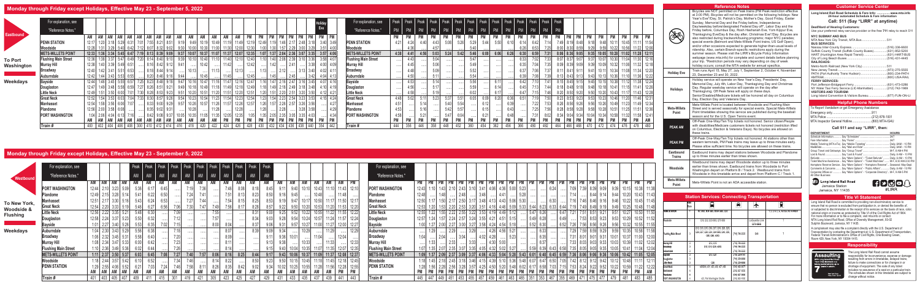# Monday through Friday except Holidays, Effective May 3 - September 5, 2022

**Eastbound**

**To Port Washington**

**Weekdays**

| For explanation, see "Reference Notes." | | | | | | | | | | | | | | | | | | | | | | | Holiday Eve | |
|---|---|---|---|---|---|---|---|---|---|---|---|---|---|---|---|---|---|---|---|---|---|---|---|---|
| | AM | AM | AM | AM | AM | AM | AM | AM | AM | AM | AM | AM | AM | AM | AM | PM | PM | PM | PM | PM | PM | PM | PM | PM |
| **PENN STATION** | 12:17 | 1:20 | 3:18 | 5:28 | 6:31 | 7:01 | 7:50 | 8:21 | 8:51 | 9:19 | 9:49 | 10:19 | 10:49 | 11:19 | 11:49 | 12:19 | 12:49 | 1:19 | 1:49 | 2:17 | 2:49 | 3:19 | 3:40 | 3:49 |
| Woodside | 12:28 | 1:31 | 3:29 | 5:40 | 6:42 | 7:12 | 8:07 | 8:32 | 9:02 | 9:30 | 10:00 | 10:30 | 11:00 | 11:30 | 12:00 | 12:30 | 1:00 | 1:30 | 2:00 | 2:29 | 3:00 | 3:29 | 3:51 | 4:00 |
| **METS-WILLETS POINT** | 12:33 | 1:36 | 3:34 | 5:46 | 6:47 | 7:19 | 8:13 | 8:39 | 9:08 | 9:37 | 10:07 | 10:37 | 11:07 | 11:37 | 12:07 | 12:35 | 1:07 | 1:37 | 2:04 | 2:36 | 3:07 | 3:35 | 3:57 | 4:06 |
| Flushing Main Street | 12:36 | 1:38 | 3:37 | 5:47 | 6:49 | 7:20 | 8:14 | 8:40 | 9:10 | 9:39 | 10:10 | 10:40 | 11:10 | 11:40 | 12:10 | 12:40 | 1:10 | 1:40 | 2:08 | 2:39 | 3:10 | 3:36 | 3:59 | 4:07 |
| Murray Hill | 12:38 | 1:40 | 3:39 | 5:49 | 6:51 | ...... | 8:16 | 8:42 | 9:12 | 9:41 | ...... | 10:42 | ...... | 11:42 | ...... | 12:42 | ...... | 1:42 | ...... | 2:41 | ...... | 3:38 | 4:00 | 4:09 |
| Broadway | 12:40 | 1:42 | 3:41 | 5:51 | 6:53 | ...... | 8:18 | 8:44 | 9:14 | ...... | 10:13 | ...... | 11:13 | ...... | 12:13 | ...... | 1:13 | ...... | 2:12 | ...... | 3:13 | 3:40 | 4:02 | 4:11 |
| Auburndale | 12:42 | 1:44 | 3:43 | 5:53 | 6:55 | ...... | 8:20 | 8:46 | 9:16 | ...... | ...... | 10:45 | ...... | 11:45 | ...... | 12:45 | ...... | 1:45 | ...... | 2:44 | ...... | 3:42 | 4:04 | 4:13 |
| Bayside | 12:44 | 1:46 | 3:45 | 5:55 | 6:57 | 7:23 | 8:23 | 8:48 | 9:18 | 9:47 | 10:16 | 10:48 | 11:16 | 11:47 | 12:16 | 12:47 | 1:16 | 1:47 | 2:16 | 2:47 | 3:16 | 3:44 | 4:07 | 4:16 |
| Douglaston | 12:47 | 1:49 | 3:48 | 5:58 | 6:59 | 7:27 | 8:26 | 8:51 | 9:21 | 9:49 | 10:19 | 10:51 | 11:19 | 11:49 | 12:19 | 12:49 | 1:18 | 1:49 | 2:19 | 2:49 | 3:18 | 3:46 | 4:10 | 4:19 |
| Little Neck | 12:49 | 1:51 | 3:50 | 6:00 | 7:01 | 7:30 | 8:28 | 8:53 | 9:23 | 9:51 | 10:20 | 10:53 | 11:20 | 11:51 | 12:20 | 12:51 | 1:20 | 1:51 | 2:20 | 2:51 | 3:20 | 3:48 | 4:12 | 4:21 |
| Great Neck | 12:52 | 1:54 | 3:53 | 6:03 | 7:04 | 7:33 | 8:30 | 8:57 | 9:26 | 9:54 | 10:23 | 10:54 | 11:23 | 11:54 | 12:23 | 12:54 | 1:23 | 1:54 | 2:23 | 2:54 | 3:23 | 3:50 | 4:15 | 4:24 |
| Manhasset | 12:54 | 1:56 | 3:56 | 6:06 | 7:07 | ...... | 8:33 | 9:00 | 9:29 | 9:57 | 10:26 | 10:57 | 11:26 | 11:57 | 12:26 | 12:57 | 1:26 | 1:57 | 2:26 | 2:57 | 3:26 | 3:56 | ...... | 4:27 |
| Plandome | 12:56 | 2:00 | 3:58 | 6:08 | ...... | ...... | 8:35 | 9:02 | 9:31 | ...... | 10:28 | ...... | 11:28 | ...... | 12:28 | ...... | 1:28 | ...... | 2:28 | ...... | 3:28 | ...... | ...... | 4:29 |
| **PORT WASHINGTON** | 1:04 | 2:06 | 4:04 | 6:13 | 7:16 | ...... | 8:42 | 9:08 | 9:37 | 10:05 | 10:35 | 11:05 | 11:35 | 12:05 | 12:35 | 1:05 | 1:35 | 2:05 | 2:35 | 3:05 | 3:35 | 4:03 | ...... | 4:34 |
| | AM | AM | AM | AM | AM | AM | AM | AM | AM | AM | AM | AM | AM | PM | PM | PM | PM | PM | PM | PM | PM | PM | PM | PM |
| **Train #** | 400 | 402 | 404 | 406 | 408 | 300 | 410 | 412 | 414 | 416 | 418 | 420 | 422 | 424 | 426 | 428 | 430 | 432 | 434 | 436 | 438 | 440 | 354 | 442 |

| For explanation, see "Reference Notes." | Peak | Peak | Peak | Peak | Peak | Peak | Peak | Peak | Peak | Peak | Peak | | | | | | | | | | | |
|---|---|---|---|---|---|---|---|---|---|---|---|---|---|---|---|---|---|---|---|---|---|---|
| | PM | PM | PM | PM | PM | PM | PM | PM | PM | PM | PM | PM | PM | PM | PM | PM | PM | PM | PM | PM | PM | PM |
| **PENN STATION** | 4:21 | 4:24 | 4:40 | 4:43 | 5:08 | 5:26 | 5:29 | 5:44 | 5:50 | 6:10 | 6:14 | 6:42 | 7:14 | 7:49 | 8:19 | 8:48 | 9:18 | 9:48 | 10:19 | 10:49 | 11:19 | 11:54 |
| Woodside | ...... | 4:36 | ...... | 4:57 | ...... | ...... | 5:40 | ...... | ...... | ...... | 6:26 | 6:53 | 7:25 | 8:00 | 8:30 | 8:59 | 9:29 | 9:59 | 10:22 | 10:59 | 11:22 | 12:06 |
| **METS-WILLETS POINT** | 4:38 | 4:41 | 4:56 | 5:03 | 5:24 | 5:42 | 5:46 | 6:00 | 6:06 | 6:26 | 6:31 | 6:59 | 7:31 | 8:06 | 8:36 | 9:05 | 9:35 | 10:05 | 10:28 | 11:02 | 11:28 | 12:11 |
| Flushing Main Street | ...... | 4:43 | ...... | 5:04 | ...... | ...... | 5:47 | ...... | ...... | ...... | 6:33 | 7:02 | 7:33 | 8:07 | 8:37 | 9:07 | 9:37 | 10:07 | 10:30 | 11:04 | 11:30 | 12:12 |
| Murray Hill | ...... | 4:45 | ...... | 5:06 | ...... | ...... | 5:49 | ...... | ...... | ...... | 6:35 | 7:04 | 7:35 | 8:09 | 8:39 | 9:09 | 9:39 | 10:09 | 10:32 | 11:06 | 11:32 | 12:14 |
| Broadway | ...... | 4:47 | ...... | 5:08 | ...... | ...... | 5:51 | ...... | ...... | ...... | 6:37 | 7:06 | 7:37 | 8:11 | 8:41 | 9:11 | 9:41 | 10:11 | 10:34 | 11:08 | 11:34 | 12:16 |
| Auburndale | ...... | 4:50 | ...... | 5:11 | ...... | ...... | 5:54 | ...... | ...... | ...... | 6:39 | 7:08 | 7:39 | 8:13 | 8:43 | 9:13 | 9:43 | 10:13 | 10:36 | 11:10 | 11:36 | 12:18 |
| Bayside | ...... | 4:53 | ...... | 5:14 | ...... | ...... | 5:56 | ...... | 6:11 | ...... | 6:42 | 7:10 | 7:41 | 8:15 | 8:45 | 9:15 | 9:45 | 10:15 | 10:38 | 11:12 | 11:38 | 12:20 |
| Douglaston | ...... | 4:56 | ...... | 5:17 | ...... | ...... | 5:59 | ...... | 6:14 | ...... | 6:45 | 7:13 | 7:44 | 8:18 | 8:48 | 9:18 | 9:48 | 10:18 | 10:41 | 11:15 | 11:41 | 12:23 |
| Little Neck | ...... | 4:58 | ...... | 5:19 | ...... | ...... | 6:02 | ...... | 6:16 | ...... | 6:47 | 7:15 | 7:46 | 8:20 | 8:50 | 9:20 | 9:50 | 10:20 | 10:43 | 11:17 | 11:43 | 12:25 |
| Great Neck | 4:48 | 5:02 | 5:11 | 5:23 | 5:37 | 5:51 | 6:05 | 6:08 | 6:20 | 6:36 | 6:51 | 7:19 | 7:50 | 8:23 | 8:53 | 9:23 | 9:53 | 10:23 | 10:46 | 11:20 | 11:46 | 12:28 |
| Manhasset | 4:51 | ...... | 5:14 | ...... | 5:40 | 5:54 | ...... | 6:12 | ...... | 6:39 | 6:54 | 7:22 | 7:53 | 8:26 | 8:56 | 9:26 | 9:56 | 10:26 | 10:49 | 11:23 | 11:49 | 12:31 |
| Plandome | 4:53 | ...... | 5:16 | ...... | 5:42 | 5:56 | ...... | 6:14 | ...... | 6:41 | 6:56 | 7:24 | 7:55 | 8:28 | 8:58 | 9:28 | 9:58 | 10:28 | 10:51 | 11:25 | 11:51 | 12:33 |
| **PORT WASHINGTON** | 4:56 | ...... | 5:21 | ...... | 5:47 | 6:04 | ...... | 6:21 | ...... | 6:48 | 7:01 | 7:31 | 8:02 | 8:34 | 9:04 | 9:34 | 10:04 | 10:34 | 10:58 | 11:32 | 11:58 | 12:41 |
| | PM | PM | PM | PM | PM | PM | PM | PM | PM | PM | PM | PM | PM | PM | PM | PM | PM | PM | PM | PM | PM | AM |
| **Train #** | 444 | 356 | 446 | 358 | 448 | 452 | 360 | 454 | 362 | 456 | 366 | 460 | 462 | 464 | 466 | 468 | 470 | 472 | 474 | 476 | 478 | 480 |

# Monday through Friday except Holidays, Effective May 3 - September 5, 2022

**Westbound**

**To New York, Woodside & Flushing**

**Weekdays**

| For explanation, see "Reference Notes." | | | | Peak | Peak | Peak | Peak | Peak | Peak | Peak | Peak | Peak | | | | | | | | | | |
|---|---|---|---|---|---|---|---|---|---|---|---|---|---|---|---|---|---|---|---|---|---|---|
| | AM | AM | AM | AM | AM | AM | AM | AM | AM | AM | AM | AM | AM | AM | AM | AM | AM | AM | AM | AM | PM | PM |
| **PORT WASHINGTON** | 12:44 | 2:10 | 3:23 | 5:09 | 5:36 | 6:17 | 6:45 | ...... | 7:19 | 7:36 | ...... | 7:46 | 8:06 | 8:18 | 8:45 | 9:11 | 9:40 | 10:10 | 10:43 | 11:10 | 11:43 | 12:10 |
| Plandome | 12:46 | 2:12 | 3:25 | 5:11 | 5:38 | 6:19 | 6:47 | ...... | 7:21 | 7:38 | ...... | 7:48 | 8:08 | 8:20 | 8:47 | 9:13 | 9:42 | 10:12 | 10:45 | 11:12 | 11:45 | 12:12 |
| Manhasset | 12:51 | 2:17 | 3:30 | 5:16 | 5:43 | 6:24 | 6:53 | ...... | 7:27 | 7:44 | ...... | 7:54 | 8:15 | 8:25 | 8:53 | 9:19 | 9:47 | 10:17 | 10:50 | 11:17 | 11:50 | 12:17 |
| Great Neck | 12:55 | 2:20 | 3:33 | 5:19 | 5:46 | 6:27 | 6:56 | 7:06 | 7:30 | 7:47 | 7:49 | 7:58 | 8:17 | 8:28 | 8:57 | 9:22 | 9:50 | 10:20 | 10:53 | 11:20 | 11:53 | 12:20 |
| Little Neck | 12:58 | 2:23 | 3:36 | 5:21 | 5:49 | 6:30 | 6:59 | 7:09 | 7:33 | ...... | 7:52 | ...... | 8:20 | 8:31 | 9:00 | 9:25 | 9:53 | 10:23 | 10:56 | 11:23 | 11:56 | 12:23 |
| Douglaston | 1:00 | 2:25 | 3:38 | 5:23 | 5:51 | 6:32 | 7:01 | 7:11 | 7:35 | ...... | 7:54 | ...... | 8:22 | 8:33 | 9:02 | 9:27 | 9:55 | 10:25 | 10:58 | 11:25 | 11:58 | 12:25 |
| Bayside | 1:01 | 2:27 | 3:40 | 5:26 | 5:53 | 6:35 | 7:03 | 7:15 | 7:38 | ...... | 8:00 | ...... | 8:24 | 8:37 | 9:06 | 9:31 | 9:57 | 10:27 | 11:00 | 11:27 | 12:00 | 12:27 |
| Auburndale | 1:03 | 2:29 | 3:42 | 5:28 | 5:55 | 6:37 | ...... | 7:17 | ...... | ...... | ...... | ...... | 8:26 | 8:38 | 9:08 | 9:33 | 10:00 | 10:30 | 11:02 | 11:30 | 12:02 | 12:29 |
| Broadway | 1:06 | 2:32 | 3:45 | 5:31 | 5:58 | 6:40 | ...... | 7:20 | ...... | ...... | ...... | ...... | 8:29 | 8:41 | 9:11 | 9:36 | 10:03 | 10:33 | 11:05 | 11:33 | 12:05 | 12:32 |
| Murray Hill | 1:08 | 2:34 | 3:47 | 5:33 | 6:00 | 6:42 | ...... | 7:22 | ...... | ...... | ...... | ...... | 8:31 | 8:43 | 9:13 | 9:38 | 10:05 | 10:35 | 11:07 | 11:35 | 12:07 | 12:34 |
| Flushing Main Street | 1:11 | 2:37 | 3:50 | 5:37 | 6:03 | 6:46 | 7:14 | 7:26 | 7:46 | ...... | 8:06 | 8:15 | 8:34 | 8:46 | 9:16 | 9:41 | 10:08 | 10:38 | 11:10 | 11:38 | 12:10 | 12:37 |
| **METS-WILLETS POINT** | 1:13 | 2:39 | 3:52 | 5:38 | 6:05 | 6:47 | 7:15 | 7:27 | 7:47 | 8:06 | 8:08 | 8:16 | 8:35 | 8:47 | 9:17 | 9:42 | 10:09 | 10:39 | 11:11 | 11:39 | 12:11 | 12:38 |
| Woodside | 1:18 | 2:44 | 3:57 | 5:44 | 6:10 | 6:52 | 7:20 | 7:34 | 7:52 | ...... | 8:14 | 8:22 | 8:41 | 8:52 | 9:22 | 9:47 | 10:14 | 10:44 | 11:16 | 11:44 | 12:16 | 12:43 |
| **PENN STATION** | 1:29 | 2:55 | 4:06 | 5:52 | 6:21 | 7:03 | 7:24 | 7:46 | 7:58 | 8:11 | 8:26 | 8:35 | 8:42 | 9:02 | 9:34 | 10:02 | 10:25 | 11:00 | 11:28 | 11:56 | 12:28 | 12:56 |
| | AM | AM | AM | AM | AM | AM | AM | AM | AM | AM | AM | AM | AM | AM | AM | AM | AM | AM | AM | AM | PM | PM |
| **Train #** | 401 | 403 | 405 | 407 | 409 | 411 | 301 | 413 | 415 | 303 | 417 | 305 | 419 | 421 | 423 | 425 | 427 | 429 | 431 | 433 | 435 | 437 |

| For explanation, see "Reference Notes." | | | | | | | | | | | | | | | | | | | | | | |
|---|---|---|---|---|---|---|---|---|---|---|---|---|---|---|---|---|---|---|---|---|---|---|
| | PM | PM | PM | PM | PM | PM | PM | PM | PM | PM | PM | PM | PM | PM | PM | PM | PM | PM | PM | PM | PM | PM |
| **PORT WASHINGTON** | 1:10 | 1:43 | 2:10 | 2:43 | 3:10 | 3:41 | 4:06 | 4:36 | 5:00 | 5:23 | ...... | ...... | 6:24 | ...... | ...... | 7:09 | 7:39 | 8:09 | 8:39 | 9:09 | 9:39 | 10:09 |
| **Train #** | 445 | 447 | 449 | 451 | 453 | 455 | 457 | 459 | 461 | 463 | 465 | 351 | 467 | 353 | 355 | 469 | 471 | 473 | 475 | 477 | 479 | 481 |

## Reference Notes

Bicycles are NOT permitted on Peak trains (PM Peak restriction effective at 3:00 PM). Bicycles will not be permitted on the following holidays: New Year's Eve/Day, St. Patrick's Day, Mother's Day, Good Friday, Easter Sunday, Memorial Day and the Friday before, Independence Day/weekday before/designated Federal Day-off*, Labor Day and the Friday before, Columbus Day, Rosh Hashanah Eve, Yom Kippur Eve, Thanksgiving Eve/Day & the day after, Christmas Eve/*Day. Bicycles are also restricted during trackwork/busing programs; major NYC parades; special events (Belmont and Mets-Willets Point trains, US Golf Open); and/or other occasions expected to generate higher-than-usual levels of ridership. Also, certain Beach-specific restrictions apply during the summer season. Please visit the LIRR's Bicycle Policy information webpage (www.mta.info/lirr) for complete and current details before planning your trip. *Restriction periods may vary depending on day of week holiday occurs; consult the MTA website for annual specifics.

**Holiday Eve:** Train runs April 15, May 27, July 1, September 2, October 7, November 23, December 23 and 30, 2022.

**Holidays:** Holiday service will operate on New Year's Day, Presidents' Day, Memorial Day, July 4th, Labor Day, Thanksgiving Day and Christmas Day. Regular weekday service will operate on the day after Thanksgiving. Off Peak fares will apply on these days. Senior/Disabled/Medicare tickets will be honored all day on Columbus Day, Election Day and Veterans Day.

**Mets-Willets Point:** Mets-Willets Point is located between Woodside and Flushing Main Street and is served seasonally for special events. Special Mets-Willets Point timetables showing this service are published during the baseball season and for the U.S. Open Tennis event.

**PEAK AM:** Off-Peak One-Way/Ten-Trip tickets not honored. Senior citizen/People with disabilities/Medicare customers tickets not honored (restriction lifted on Columbus, Election & Veterans Days). No bicycles are allowed on these trains.

**PEAK PM:** Off-Peak One-Way/Ten-Trip tickets not honored. At stations other than western terminals, PM Peak trains may leave up to three minutes early. Please allow sufficient time. No bicycles are allowed on these trains.

**Eastbound Trains:** Eastbound trains may depart stations between Penn Station and Jamaica up to three minutes earlier than shown.

**Woodside:** Westbound trains may depart Woodside station up to three minutes earlier than shown. Eastbound trains from Woodside connect to Port Washington Branch trains from Platform B / Track 2. Westbound trains from Woodside in this timetable arrive and depart from Platform C / Track 1.

**Mets-Willets Point:** Mets-Willets Point is not an ADA accessible station.

## Station Services: Connecting Transportation

PENN STATION, Woodside, Flushing Main Street, Murray Hill, Broadway, Auburndale, Bayside, Douglaston, Little Neck, Great Neck, Manhasset, Plandome, PORT WASHINGTON

## Customer Service

Long Island Rail Road Schedule & Fare Info: ........www.mta.info
24-hour automated Schedule & Fare information

**Call: 511 (Say "LIRR" at anytime)**

**Deaf/Hard of Hearing Customers:**
Use your preferred relay service provider or the free 711 relay to reach 511

**NYC SUBWAY AND BUS:**
MTA New York City Transit, MTA Bus........511

**BUS SERVICES:**
Nassau Inter-County Express........(516) 336-6600
Suffolk County Transit (Suffolk County Buses)........(631) 852-5200
HART (Huntington Area Rapid Transit)........(631) HART-BUS
City of Long Beach Buses........(516) 431-4445

**RAILROADS:**
Metro-North Railroad (New York City)........511
New Jersey Transit........(973) 275-5555
PATH (Port Authority Trans Hudson)........(800) 234-PATH
AMTRAK........(800) USA-RAIL

**FERRY SERVICES:**
Port Jefferson-Bridgeport Ferry........(631) 473-0286
NY Water Taxi Ferry Service (LIC-Manhattan)........(212) 742-1969

**VISITORS AND TOURISM:**
Long Island Convention & Visitors Bureau........(877) FUN-ON-LI

## Helpful Phone Numbers

To Report Vandalism or get Emergency Assistance
Emergency only........911
MTA Police........(718) 878-1001
MTA Inspector General Hotline........(800) MTA-IG4U

**Call 511 and say "LIRR", then:**

| DEPARTMENT | HOURS |
|---|---|
| Schedule Information - Say "Schedules" | 24/7 |
| Fare Information - Say "Fares" | 24/7 |
| Mobile Ticketing/MTA eTix - Say "Mobile Ticketing" | Daily, 7AM - 11PM |
| MailNRide - Say "Mail and Ride" | Daily, 6AM - 10PM |
| Group Travel and Getaways - Say "Group Travel" | M-F, 9AM - 4PM |
| Lost & Found - Say "Lost & Found" | Daily, 6AM - 10PM |

Long Island Rail Road
Jamaica Station
Jamaica, NY 11435
#LIRR

## Title VI Statement

Long Island Rail Road is committed to providing non-discriminatory service to ensure that no person is excluded from participation in, or denied the benefits of, or subjected to discrimination in the receipt of its services on the basis of race, color, national origin, as protected by Title VI of the Civil Rights Act of 1964. For more information or to file a complaint, visit mta.info or contact: MTA Long Island Rail Road, Office of Diversity Management, 93-02 Sutphin Boulevard, Jamaica, NY 11435.

A complainant may also file a complaint directly with the U.S. Department of Transportation by contacting the Department at: U.S. Department of Transportation, Federal Transit Administration's Office of Civil Rights, One Bowling Green, Room 429, New York, NY 10004-1415.

## Responsibility

The Long Island Rail Road cannot assume responsibility for inconvenience, expense or damage resulting from errors in timetables, delayed trains, failure to make connections or changes in or shortage of equipment. The sale of any ticket includes no assurances of a seat on a particular train. The schedules shown in this timetable are subject to change without notice.

**Assaulting**